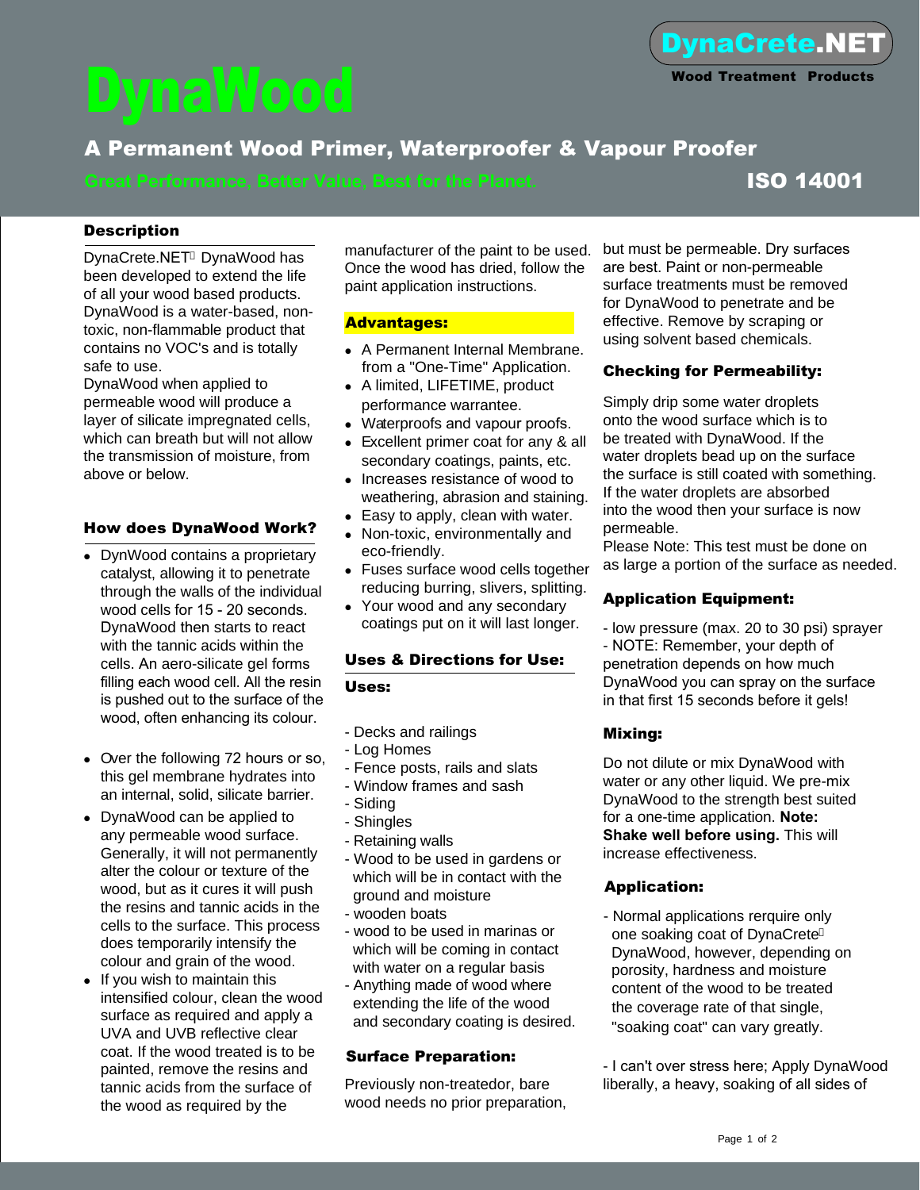DynaCrete.NET

Wood Treatment Products

# DynaWood

## A Permanent Wood Primer, Waterproofer & Vapour Proofer

Great Performance, Better Value, Best for the Planet.

ISO 14001

### Description

DynaCrete.NET DynaWood has been developed to extend the life of all your wood based products. DynaWood is a water-based, non-toxic, non-flammable product that contains no VOC's and is totally safe to use.
DynaWood when applied to permeable wood will produce a layer of silicate impregnated cells, which can breath but will not allow the transmission of moisture, from above or below.

### How does DynaWood Work?

- DynWood contains a proprietary catalyst, allowing it to penetrate through the walls of the individual wood cells for 15 - 20 seconds. DynaWood then starts to react with the tannic acids within the cells. An aero-silicate gel forms filling each wood cell. All the resin is pushed out to the surface of the wood, often enhancing its colour.
- Over the following 72 hours or so, this gel membrane hydrates into an internal, solid, silicate barrier.
- DynaWood can be applied to any permeable wood surface. Generally, it will not permanently alter the colour or texture of the wood, but as it cures it will push the resins and tannic acids in the cells to the surface. This process does temporarily intensify the colour and grain of the wood.
- If you wish to maintain this intensified colour, clean the wood surface as required and apply a UVA and UVB reflective clear coat. If the wood treated is to be painted, remove the resins and tannic acids from the surface of the wood as required by the manufacturer of the paint to be used. Once the wood has dried, follow the paint application instructions.

### Advantages:

- A Permanent Internal Membrane. from a "One-Time" Application.
- A limited, LIFETIME, product performance warrantee.
- Waterproofs and vapour proofs.
- Excellent primer coat for any & all secondary coatings, paints, etc.
- Increases resistance of wood to weathering, abrasion and staining.
- Easy to apply, clean with water.
- Non-toxic, environmentally and eco-friendly.
- Fuses surface wood cells together reducing burring, slivers, splitting.
- Your wood and any secondary coatings put on it will last longer.

### Uses & Directions for Use:

#### Uses:

- Decks and railings
- Log Homes
- Fence posts, rails and slats
- Window frames and sash
- Siding
- Shingles
- Retaining walls
- Wood to be used in gardens or which will be in contact with the ground and moisture
- wooden boats
- wood to be used in marinas or which will be coming in contact with water on a regular basis
- Anything made of wood where extending the life of the wood and secondary coating is desired.

### Surface Preparation:

Previously non-treatedor, bare wood needs no prior preparation, but must be permeable. Dry surfaces are best. Paint or non-permeable surface treatments must be removed for DynaWood to penetrate and be effective. Remove by scraping or using solvent based chemicals.

### Checking for Permeability:

Simply drip some water droplets onto the wood surface which is to be treated with DynaWood. If the water droplets bead up on the surface the surface is still coated with something. If the water droplets are absorbed into the wood then your surface is now permeable.
Please Note: This test must be done on as large a portion of the surface as needed.

### Application Equipment:

- low pressure (max. 20 to 30 psi) sprayer
- NOTE: Remember, your depth of penetration depends on how much DynaWood you can spray on the surface in that first 15 seconds before it gels!

### Mixing:

Do not dilute or mix DynaWood with water or any other liquid. We pre-mix DynaWood to the strength best suited for a one-time application. **Note: Shake well before using.** This will increase effectiveness.

### Application:

- Normal applications rerquire only one soaking coat of DynaCrete DynaWood, however, depending on porosity, hardness and moisture content of the wood to be treated the coverage rate of that single, "soaking coat" can vary greatly.

- I can't over stress here; Apply DynaWood liberally, a heavy, soaking of all sides of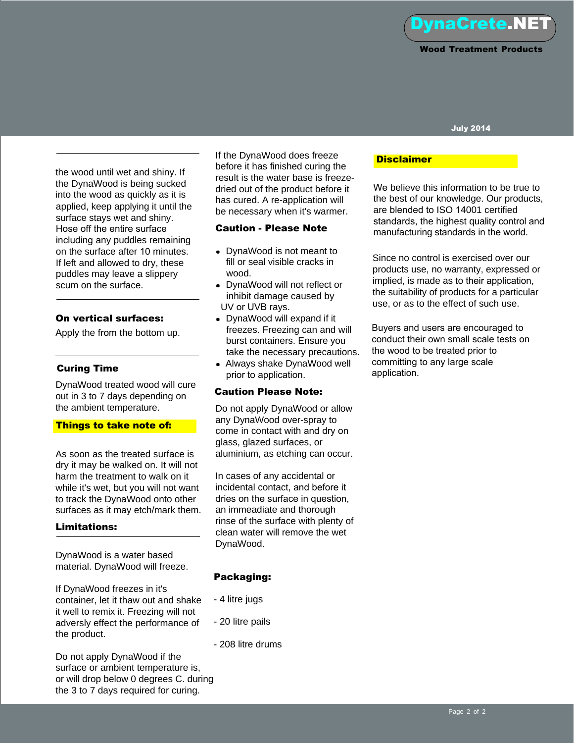the wood until wet and shiny. If the DynaWood is being sucked into the wood as quickly as it is applied, keep applying it until the surface stays wet and shiny. Hose off the entire surface including any puddles remaining on the surface after 10 minutes. If left and allowed to dry, these puddles may leave a slippery scum on the surface.

**On vertical surfaces:**

Apply the from the bottom up.

### Curing Time

DynaWood treated wood will cure out in 3 to 7 days depending on the ambient temperature.

### Things to take note of:

As soon as the treated surface is dry it may be walked on. It will not harm the treatment to walk on it while it's wet, but you will not want to track the DynaWood onto other surfaces as it may etch/mark them.

### Limitations:

DynaWood is a water based material. DynaWood will freeze.

If DynaWood freezes in it's container, let it thaw out and shake it well to remix it. Freezing will not adversly effect the performance of the product.

Do not apply DynaWood if the surface or ambient temperature is, or will drop below 0 degrees C. during the 3 to 7 days required for curing.

If the DynaWood does freeze before it has finished curing the result is the water base is freeze-dried out of the product before it has cured. A re-application will be necessary when it's warmer.

### Caution - Please Note

- DynaWood is not meant to fill or seal visible cracks in wood.
- DynaWood will not reflect or inhibit damage caused by UV or UVB rays.
- DynaWood will expand if it freezes. Freezing can and will burst containers. Ensure you take the necessary precautions.
- Always shake DynaWood well prior to application.

### Caution Please Note:

Do not apply DynaWood or allow any DynaWood over-spray to come in contact with and dry on glass, glazed surfaces, or aluminium, as etching can occur.

In cases of any accidental or incidental contact, and before it dries on the surface in question, an immeadiate and thorough rinse of the surface with plenty of clean water will remove the wet DynaWood.

### Packaging:

- 4 litre jugs
- 20 litre pails
- 208 litre drums

### Disclaimer

We believe this information to be true to the best of our knowledge. Our products, are blended to ISO 14001 certified standards, the highest quality control and manufacturing standards in the world.

Since no control is exercised over our products use, no warranty, expressed or implied, is made as to their application, the suitability of products for a particular use, or as to the effect of such use.

Buyers and users are encouraged to conduct their own small scale tests on the wood to be treated prior to committing to any large scale application.